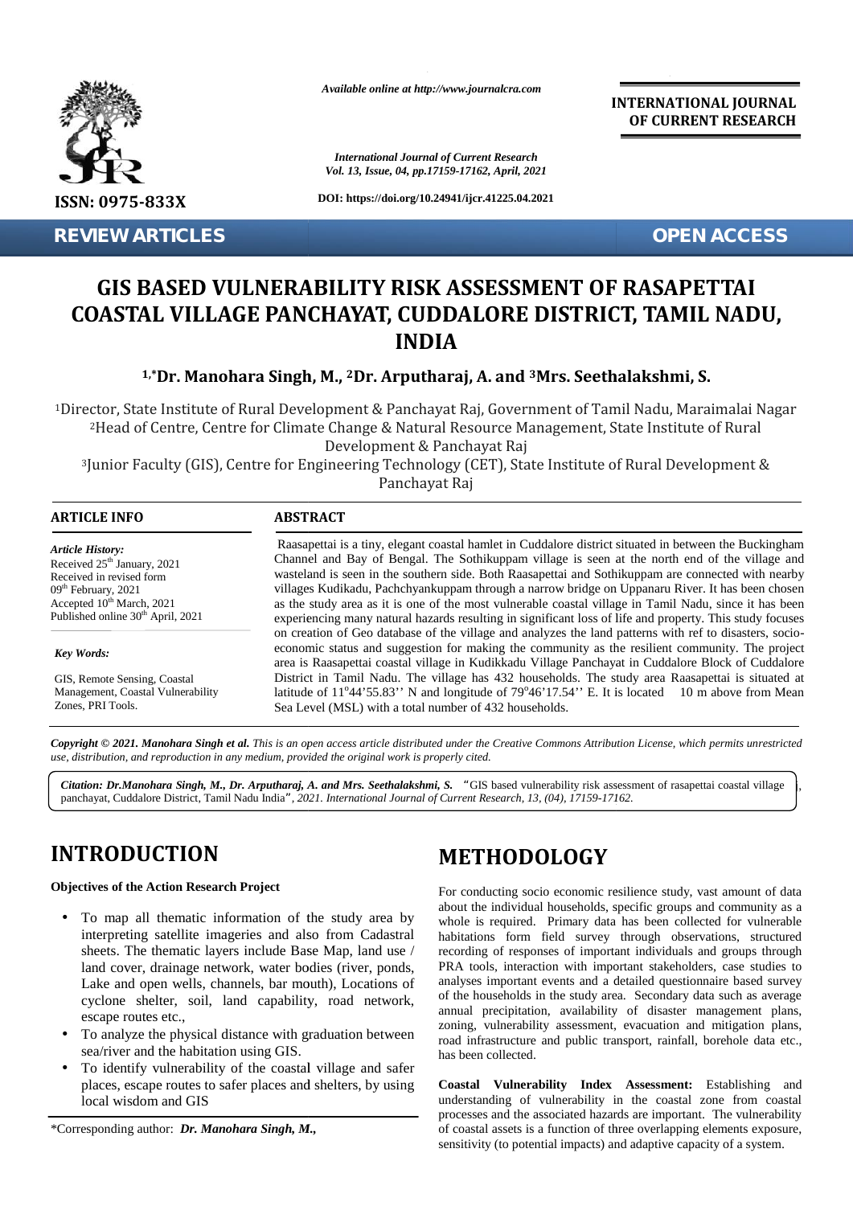Available online at http://www.journalcra.com

INTERNATIONAL JOURNAL OF CURRENT RESEARCH

International Journal of Current Research
Vol. 13, Issue, 04, pp.17159-17162, April, 2021

DOI: https://doi.org/10.24941/ijcr.41225.04.2021

ISSN: 0975-833X

REVIEW ARTICLES

OPEN ACCESS

# GIS BASED VULNERABILITY RISK ASSESSMENT OF RASAPETTAI COASTAL VILLAGE PANCHAYAT, CUDDALORE DISTRICT, TAMIL NADU, INDIA

**[1,*]Dr. Manohara Singh, M., [2]Dr. Arputharaj, A. and [3]Mrs. Seethalakshmi, S.**

[1]Director, State Institute of Rural Development & Panchayat Raj, Government of Tamil Nadu, Maraimalai Nagar
[2]Head of Centre, Centre for Climate Change & Natural Resource Management, State Institute of Rural Development & Panchayat Raj
[3]Junior Faculty (GIS), Centre for Engineering Technology (CET), State Institute of Rural Development & Panchayat Raj

**ARTICLE INFO**

*Article History:*
Received 25th January, 2021
Received in revised form 09th February, 2021
Accepted 10th March, 2021
Published online 30th April, 2021

*Key Words:*
GIS, Remote Sensing, Coastal Management, Coastal Vulnerability Zones, PRI Tools.

**ABSTRACT**

Raasapettai is a tiny, elegant coastal hamlet in Cuddalore district situated in between the Buckingham Channel and Bay of Bengal. The Sothikuppam village is seen at the north end of the village and wasteland is seen in the southern side. Both Raasapettai and Sothikuppam are connected with nearby villages Kudikadu, Pachchyankuppam through a narrow bridge on Uppanaru River. It has been chosen as the study area as it is one of the most vulnerable coastal village in Tamil Nadu, since it has been experiencing many natural hazards resulting in significant loss of life and property. This study focuses on creation of Geo database of the village and analyzes the land patterns with ref to disasters, socio-economic status and suggestion for making the community as the resilient community. The project area is Raasapettai coastal village in Kudikkadu Village Panchayat in Cuddalore Block of Cuddalore District in Tamil Nadu. The village has 432 households. The study area Raasapettai is situated at latitude of 11°44'55.83'' N and longitude of 79°46'17.54'' E. It is located 10 m above from Mean Sea Level (MSL) with a total number of 432 households.

*Copyright © 2021. Manohara Singh et al. This is an open access article distributed under the Creative Commons Attribution License, which permits unrestricted use, distribution, and reproduction in any medium, provided the original work is properly cited.*

***Citation: Dr.Manohara Singh, M., Dr. Arputharaj, A. and Mrs. Seethalakshmi, S.*** *"GIS based vulnerability risk assessment of rasapettai coastal village panchayat, Cuddalore District, Tamil Nadu India", 2021. International Journal of Current Research, 13, (04), 17159-17162.*

# INTRODUCTION

**Objectives of the Action Research Project**

- To map all thematic information of the study area by interpreting satellite imageries and also from Cadastral sheets. The thematic layers include Base Map, land use / land cover, drainage network, water bodies (river, ponds, Lake and open wells, channels, bar mouth), Locations of cyclone shelter, soil, land capability, road network, escape routes etc.,
- To analyze the physical distance with graduation between sea/river and the habitation using GIS.
- To identify vulnerability of the coastal village and safer places, escape routes to safer places and shelters, by using local wisdom and GIS

*Corresponding author: ***Dr. Manohara Singh, M.,***

# METHODOLOGY

For conducting socio economic resilience study, vast amount of data about the individual households, specific groups and community as a whole is required. Primary data has been collected for vulnerable habitations form field survey through observations, structured recording of responses of important individuals and groups through PRA tools, interaction with important stakeholders, case studies to analyses important events and a detailed questionnaire based survey of the households in the study area. Secondary data such as average annual precipitation, availability of disaster management plans, zoning, vulnerability assessment, evacuation and mitigation plans, road infrastructure and public transport, rainfall, borehole data etc., has been collected.

**Coastal Vulnerability Index Assessment:** Establishing and understanding of vulnerability in the coastal zone from coastal processes and the associated hazards are important. The vulnerability of coastal assets is a function of three overlapping elements exposure, sensitivity (to potential impacts) and adaptive capacity of a system.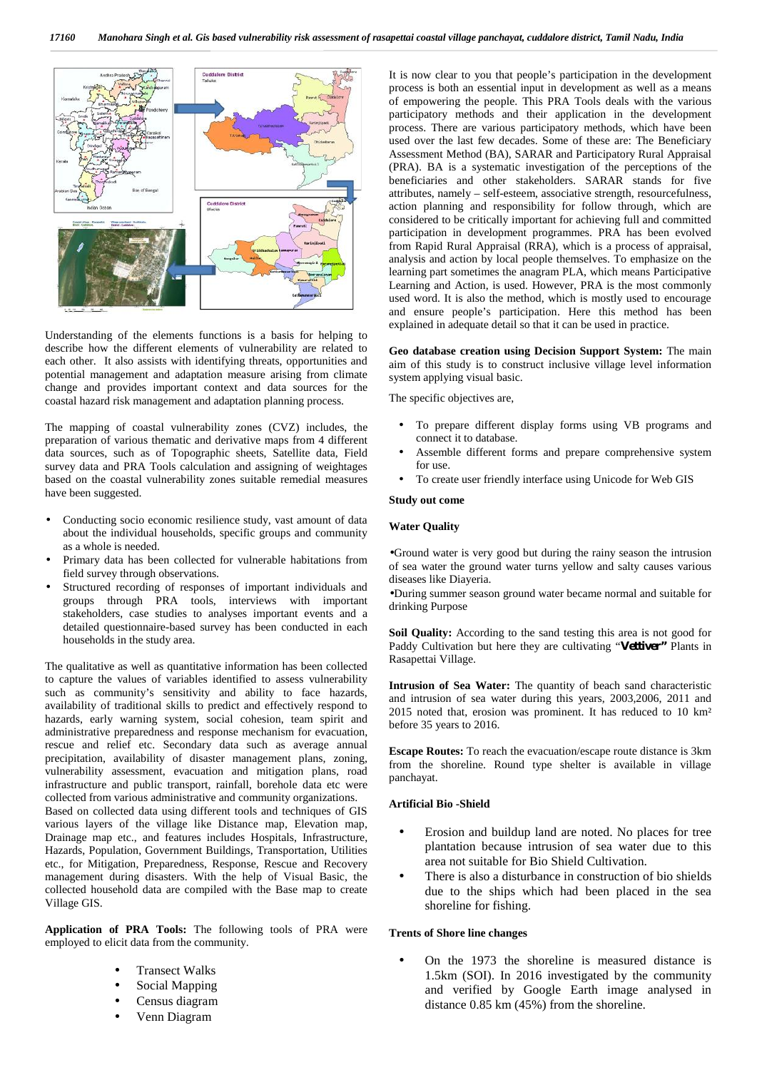Understanding of the elements functions is a basis for helping to describe how the different elements of vulnerability are related to each other. It also assists with identifying threats, opportunities and potential management and adaptation measure arising from climate change and provides important context and data sources for the coastal hazard risk management and adaptation planning process.

The mapping of coastal vulnerability zones (CVZ) includes, the preparation of various thematic and derivative maps from 4 different data sources, such as of Topographic sheets, Satellite data, Field survey data and PRA Tools calculation and assigning of weightages based on the coastal vulnerability zones suitable remedial measures have been suggested.

- Conducting socio economic resilience study, vast amount of data about the individual households, specific groups and community as a whole is needed.
- Primary data has been collected for vulnerable habitations from field survey through observations.
- Structured recording of responses of important individuals and groups through PRA tools, interviews with important stakeholders, case studies to analyses important events and a detailed questionnaire-based survey has been conducted in each households in the study area.

The qualitative as well as quantitative information has been collected to capture the values of variables identified to assess vulnerability such as community's sensitivity and ability to face hazards, availability of traditional skills to predict and effectively respond to hazards, early warning system, social cohesion, team spirit and administrative preparedness and response mechanism for evacuation, rescue and relief etc. Secondary data such as average annual precipitation, availability of disaster management plans, zoning, vulnerability assessment, evacuation and mitigation plans, road infrastructure and public transport, rainfall, borehole data etc were collected from various administrative and community organizations.
Based on collected data using different tools and techniques of GIS various layers of the village like Distance map, Elevation map, Drainage map etc., and features includes Hospitals, Infrastructure, Hazards, Population, Government Buildings, Transportation, Utilities etc., for Mitigation, Preparedness, Response, Rescue and Recovery management during disasters. With the help of Visual Basic, the collected household data are compiled with the Base map to create Village GIS.

**Application of PRA Tools:** The following tools of PRA were employed to elicit data from the community.

- Transect Walks
- Social Mapping
- Census diagram
- Venn Diagram

It is now clear to you that people's participation in the development process is both an essential input in development as well as a means of empowering the people. This PRA Tools deals with the various participatory methods and their application in the development process. There are various participatory methods, which have been used over the last few decades. Some of these are: The Beneficiary Assessment Method (BA), SARAR and Participatory Rural Appraisal (PRA). BA is a systematic investigation of the perceptions of the beneficiaries and other stakeholders. SARAR stands for five attributes, namely – self-esteem, associative strength, resourcefulness, action planning and responsibility for follow through, which are considered to be critically important for achieving full and committed participation in development programmes. PRA has been evolved from Rapid Rural Appraisal (RRA), which is a process of appraisal, analysis and action by local people themselves. To emphasize on the learning part sometimes the anagram PLA, which means Participative Learning and Action, is used. However, PRA is the most commonly used word. It is also the method, which is mostly used to encourage and ensure people's participation. Here this method has been explained in adequate detail so that it can be used in practice.

**Geo database creation using Decision Support System:** The main aim of this study is to construct inclusive village level information system applying visual basic.

The specific objectives are,

- To prepare different display forms using VB programs and connect it to database.
- Assemble different forms and prepare comprehensive system for use.
- To create user friendly interface using Unicode for Web GIS

**Study out come**

**Water Quality**

- Ground water is very good but during the rainy season the intrusion of sea water the ground water turns yellow and salty causes various diseases like Diayeria.
- During summer season ground water became normal and suitable for drinking Purpose

**Soil Quality:** According to the sand testing this area is not good for Paddy Cultivation but here they are cultivating "***Vettiver"*** Plants in Rasapettai Village.

**Intrusion of Sea Water:** The quantity of beach sand characteristic and intrusion of sea water during this years, 2003,2006, 2011 and 2015 noted that, erosion was prominent. It has reduced to 10 km² before 35 years to 2016.

**Escape Routes:** To reach the evacuation/escape route distance is 3km from the shoreline. Round type shelter is available in village panchayat.

**Artificial Bio -Shield**

- Erosion and buildup land are noted. No places for tree plantation because intrusion of sea water due to this area not suitable for Bio Shield Cultivation.
- There is also a disturbance in construction of bio shields due to the ships which had been placed in the sea shoreline for fishing.

**Trents of Shore line changes**

- On the 1973 the shoreline is measured distance is 1.5km (SOI). In 2016 investigated by the community and verified by Google Earth image analysed in distance 0.85 km (45%) from the shoreline.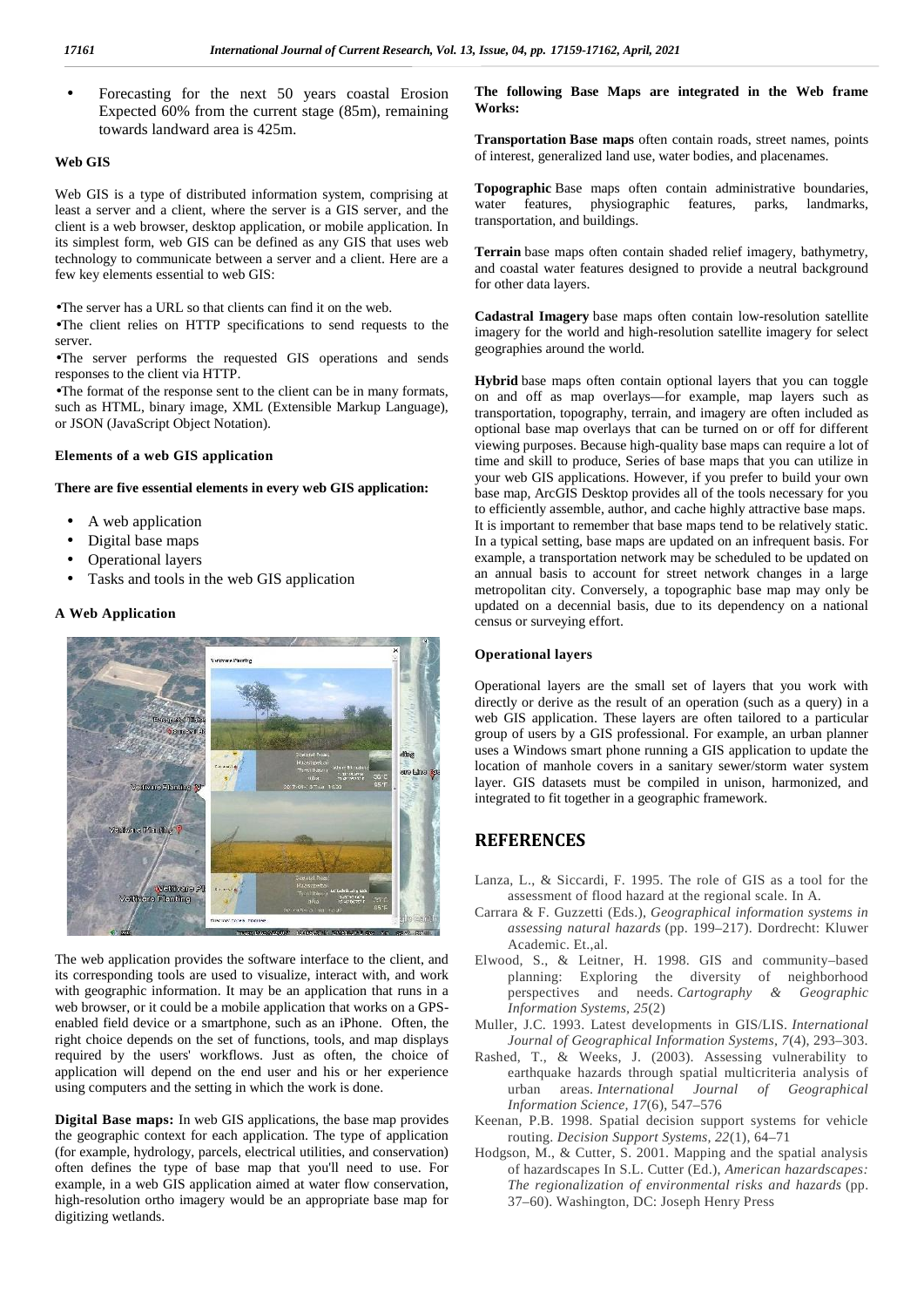- Forecasting for the next 50 years coastal Erosion Expected 60% from the current stage (85m), remaining towards landward area is 425m.

### Web GIS

Web GIS is a type of distributed information system, comprising at least a server and a client, where the server is a GIS server, and the client is a web browser, desktop application, or mobile application. In its simplest form, web GIS can be defined as any GIS that uses web technology to communicate between a server and a client. Here are a few key elements essential to web GIS:

- The server has a URL so that clients can find it on the web.
- The client relies on HTTP specifications to send requests to the server.
- The server performs the requested GIS operations and sends responses to the client via HTTP.
- The format of the response sent to the client can be in many formats, such as HTML, binary image, XML (Extensible Markup Language), or JSON (JavaScript Object Notation).

### Elements of a web GIS application

**There are five essential elements in every web GIS application:**

- A web application
- Digital base maps
- Operational layers
- Tasks and tools in the web GIS application

### A Web Application

The web application provides the software interface to the client, and its corresponding tools are used to visualize, interact with, and work with geographic information. It may be an application that runs in a web browser, or it could be a mobile application that works on a GPS-enabled field device or a smartphone, such as an iPhone. Often, the right choice depends on the set of functions, tools, and map displays required by the users' workflows. Just as often, the choice of application will depend on the end user and his or her experience using computers and the setting in which the work is done.

**Digital Base maps:** In web GIS applications, the base map provides the geographic context for each application. The type of application (for example, hydrology, parcels, electrical utilities, and conservation) often defines the type of base map that you'll need to use. For example, in a web GIS application aimed at water flow conservation, high-resolution ortho imagery would be an appropriate base map for digitizing wetlands.

**The following Base Maps are integrated in the Web frame Works:**

**Transportation Base maps** often contain roads, street names, points of interest, generalized land use, water bodies, and placenames.

**Topographic** Base maps often contain administrative boundaries, water features, physiographic features, parks, landmarks, transportation, and buildings.

**Terrain** base maps often contain shaded relief imagery, bathymetry, and coastal water features designed to provide a neutral background for other data layers.

**Cadastral Imagery** base maps often contain low-resolution satellite imagery for the world and high-resolution satellite imagery for select geographies around the world.

**Hybrid** base maps often contain optional layers that you can toggle on and off as map overlays—for example, map layers such as transportation, topography, terrain, and imagery are often included as optional base map overlays that can be turned on or off for different viewing purposes. Because high-quality base maps can require a lot of time and skill to produce, Series of base maps that you can utilize in your web GIS applications. However, if you prefer to build your own base map, ArcGIS Desktop provides all of the tools necessary for you to efficiently assemble, author, and cache highly attractive base maps. It is important to remember that base maps tend to be relatively static. In a typical setting, base maps are updated on an infrequent basis. For example, a transportation network may be scheduled to be updated on an annual basis to account for street network changes in a large metropolitan city. Conversely, a topographic base map may only be updated on a decennial basis, due to its dependency on a national census or surveying effort.

### Operational layers

Operational layers are the small set of layers that you work with directly or derive as the result of an operation (such as a query) in a web GIS application. These layers are often tailored to a particular group of users by a GIS professional. For example, an urban planner uses a Windows smart phone running a GIS application to update the location of manhole covers in a sanitary sewer/storm water system layer. GIS datasets must be compiled in unison, harmonized, and integrated to fit together in a geographic framework.

## REFERENCES

Lanza, L., & Siccardi, F. 1995. The role of GIS as a tool for the assessment of flood hazard at the regional scale. In A.

Carrara & F. Guzzetti (Eds.), *Geographical information systems in assessing natural hazards* (pp. 199–217). Dordrecht: Kluwer Academic. Et.,al.

Elwood, S., & Leitner, H. 1998. GIS and community–based planning: Exploring the diversity of neighborhood perspectives and needs. *Cartography & Geographic Information Systems, 25*(2)

Muller, J.C. 1993. Latest developments in GIS/LIS. *International Journal of Geographical Information Systems, 7*(4), 293–303.

Rashed, T., & Weeks, J. (2003). Assessing vulnerability to earthquake hazards through spatial multicriteria analysis of urban areas. *International Journal of Geographical Information Science, 17*(6), 547–576

Keenan, P.B. 1998. Spatial decision support systems for vehicle routing. *Decision Support Systems, 22*(1), 64–71

Hodgson, M., & Cutter, S. 2001. Mapping and the spatial analysis of hazardscapes In S.L. Cutter (Ed.), *American hazardscapes: The regionalization of environmental risks and hazards* (pp. 37–60). Washington, DC: Joseph Henry Press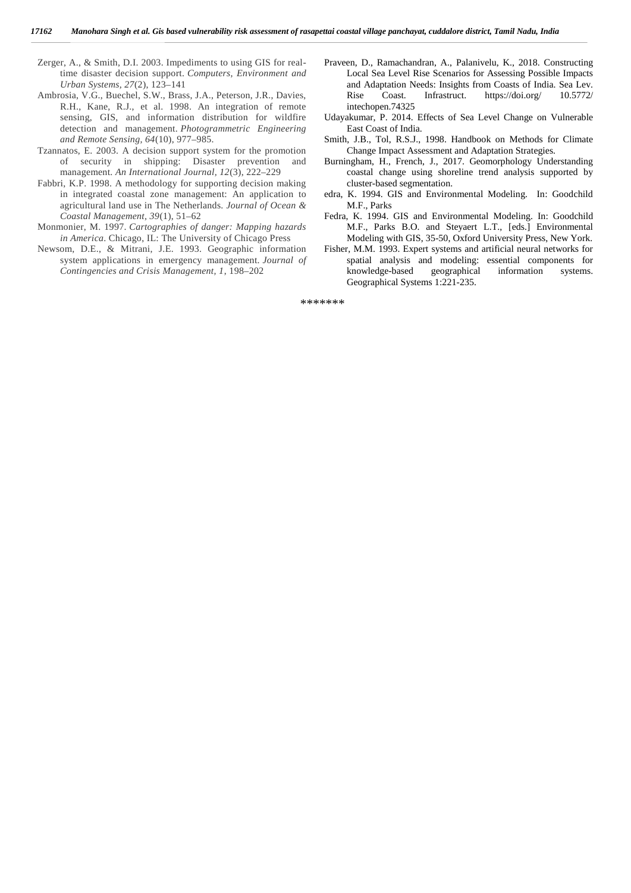Zerger, A., & Smith, D.I. 2003. Impediments to using GIS for real-time disaster decision support. *Computers, Environment and Urban Systems*, *27*(2), 123–141

Ambrosia, V.G., Buechel, S.W., Brass, J.A., Peterson, J.R., Davies, R.H., Kane, R.J., et al. 1998. An integration of remote sensing, GIS, and information distribution for wildfire detection and management. *Photogrammetric Engineering and Remote Sensing*, *64*(10), 977–985.

Tzannatos, E. 2003. A decision support system for the promotion of security in shipping: Disaster prevention and management. *An International Journal*, *12*(3), 222–229

Fabbri, K.P. 1998. A methodology for supporting decision making in integrated coastal zone management: An application to agricultural land use in The Netherlands. *Journal of Ocean & Coastal Management*, *39*(1), 51–62

Monmonier, M. 1997. *Cartographies of danger: Mapping hazards in America*. Chicago, IL: The University of Chicago Press

Newsom, D.E., & Mitrani, J.E. 1993. Geographic information system applications in emergency management. *Journal of Contingencies and Crisis Management*, *1*, 198–202

Praveen, D., Ramachandran, A., Palanivelu, K., 2018. Constructing Local Sea Level Rise Scenarios for Assessing Possible Impacts and Adaptation Needs: Insights from Coasts of India. Sea Lev. Rise Coast. Infrastruct. https://doi.org/ 10.5772/ intechopen.74325

Udayakumar, P. 2014. Effects of Sea Level Change on Vulnerable East Coast of India.

Smith, J.B., Tol, R.S.J., 1998. Handbook on Methods for Climate Change Impact Assessment and Adaptation Strategies.

Burningham, H., French, J., 2017. Geomorphology Understanding coastal change using shoreline trend analysis supported by cluster-based segmentation.

edra, K. 1994. GIS and Environmental Modeling. In: Goodchild M.F., Parks

Fedra, K. 1994. GIS and Environmental Modeling. In: Goodchild M.F., Parks B.O. and Steyaert L.T., [eds.] Environmental Modeling with GIS, 35-50, Oxford University Press, New York.

Fisher, M.M. 1993. Expert systems and artificial neural networks for spatial analysis and modeling: essential components for knowledge-based geographical information systems. Geographical Systems 1:221-235.

*******